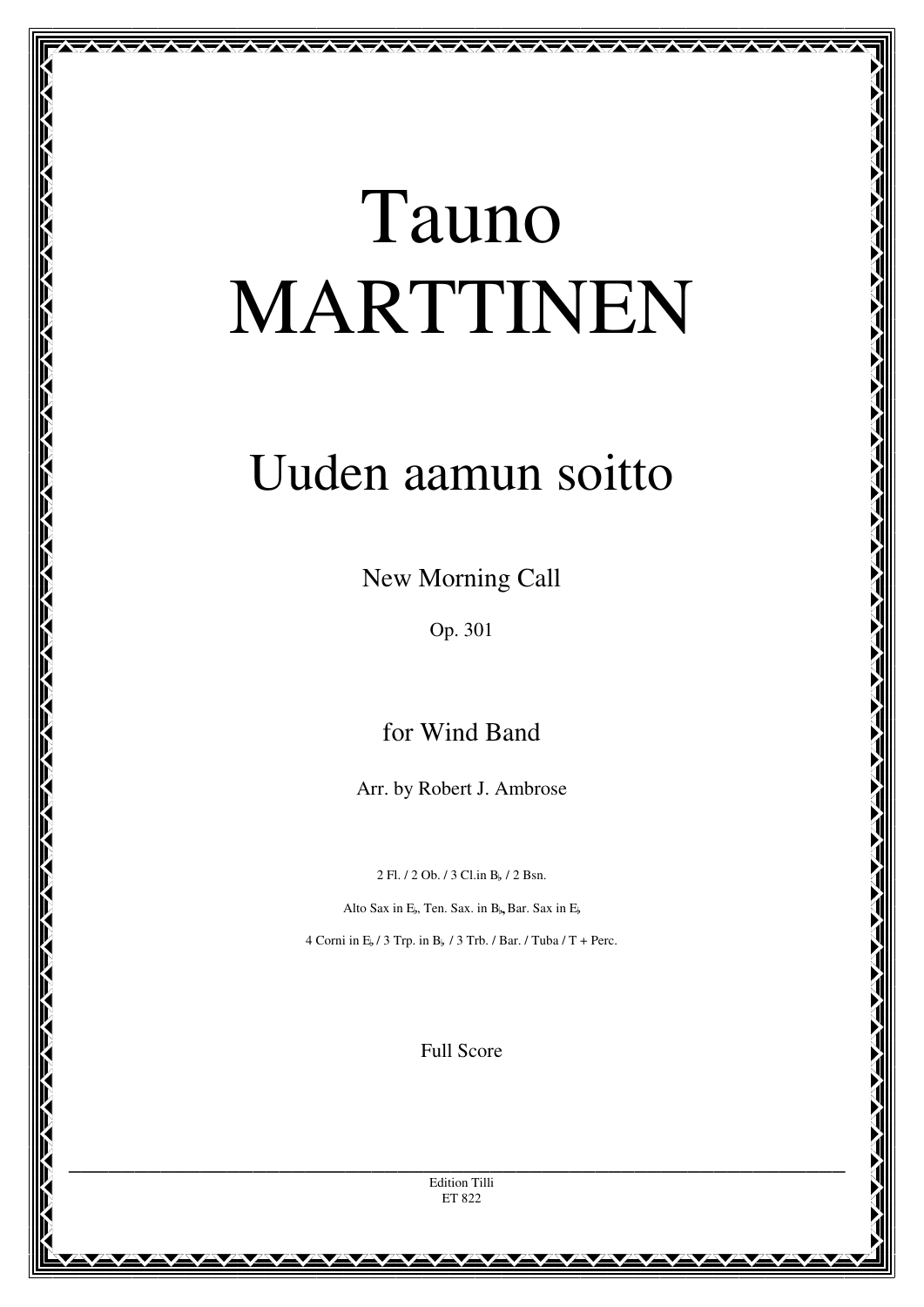# Tauno MARTTINEN

## Uuden aamun soitto

New Morning Call

Op. 301

for Wind Band

Arr. by Robert J. Ambrose

2 Fl. / 2 Ob. / 3 Cl.in B♭ / 2 Bsn.

Alto Sax in E♭, Ten. Sax. in B♭, Bar. Sax in E♭

4 Corni in E♭ / 3 Trp. in B♭ / 3 Trb. / Bar. / Tuba / T + Perc.

Full Score

---

Edition Tilli
ET 822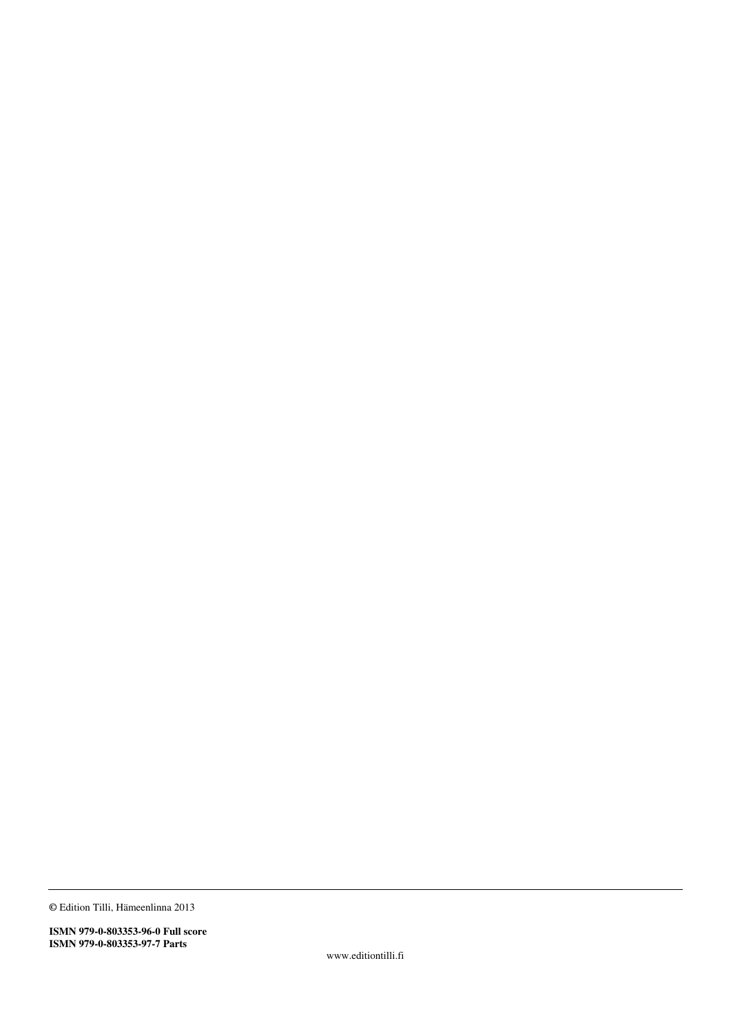© Edition Tilli, Hämeenlinna 2013

**ISMN 979-0-803353-96-0 Full score**
**ISMN 979-0-803353-97-7 Parts**

www.editiontilli.fi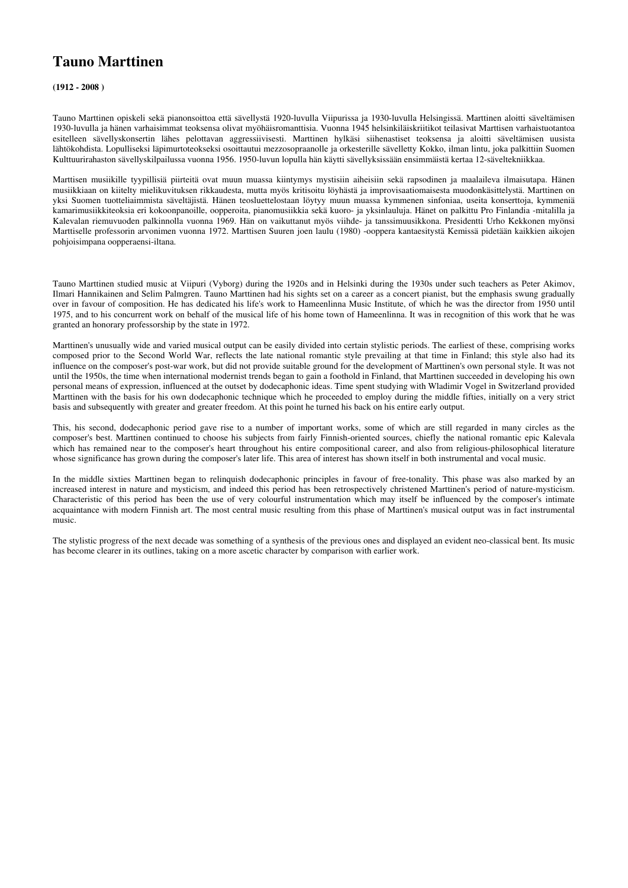# Tauno Marttinen

**(1912 - 2008 )**

Tauno Marttinen opiskeli sekä pianonsoittoa että sävellystä 1920-luvulla Viipurissa ja 1930-luvulla Helsingissä. Marttinen aloitti säveltämisen 1930-luvulla ja hänen varhaisimmat teoksensa olivat myöhäisromanttisia. Vuonna 1945 helsinkiläiskriitikot teilasivat Marttisen varhaistuotantoa esitelleen sävellyskonsertin lähes pelottavan aggressiivisesti. Marttinen hylkäsi siihenastiset teoksensa ja aloitti säveltämisen uusista lähtökohdista. Lopulliseksi läpimurtoteokseksi osoittautui mezzosopraanolle ja orkesterille sävelletty Kokko, ilman lintu, joka palkittiin Suomen Kulttuurirahaston sävellyskilpailussa vuonna 1956. 1950-luvun lopulla hän käytti sävellyksissään ensimmäistä kertaa 12-säveltekniikkaa.

Marttisen musiikille tyypillisiä piirteitä ovat muun muassa kiintymys mystisiin aiheisiin sekä rapsodinen ja maalaileva ilmaisutapa. Hänen musiikkiaan on kiitelty mielikuvituksen rikkaudesta, mutta myös kritisoitu löyhästä ja improvisaatiomaisesta muodonkäsittelystä. Marttinen on yksi Suomen tuotteliaimmista säveltäjistä. Hänen teosluettelostaan löytyy muun muassa kymmenen sinfoniaa, useita konserttoja, kymmeniä kamarimusiikkiteoksia eri kokoonpanoille, oopperoita, pianomusiikkia sekä kuoro- ja yksinlauluja. Hänet on palkittu Pro Finlandia -mitalilla ja Kalevalan riemuvuoden palkinnolla vuonna 1969. Hän on vaikuttanut myös viihde- ja tanssimuusikkona. Presidentti Urho Kekkonen myönsi Marttiselle professorin arvonimen vuonna 1972. Marttisen Suuren joen laulu (1980) -ooppera kantaesitystä Kemissä pidetään kaikkien aikojen pohjoisimpana oopperaensi-iltana.

Tauno Marttinen studied music at Viipuri (Vyborg) during the 1920s and in Helsinki during the 1930s under such teachers as Peter Akimov, Ilmari Hannikainen and Selim Palmgren. Tauno Marttinen had his sights set on a career as a concert pianist, but the emphasis swung gradually over in favour of composition. He has dedicated his life's work to Hameenlinna Music Institute, of which he was the director from 1950 until 1975, and to his concurrent work on behalf of the musical life of his home town of Hameenlinna. It was in recognition of this work that he was granted an honorary professorship by the state in 1972.

Marttinen's unusually wide and varied musical output can be easily divided into certain stylistic periods. The earliest of these, comprising works composed prior to the Second World War, reflects the late national romantic style prevailing at that time in Finland; this style also had its influence on the composer's post-war work, but did not provide suitable ground for the development of Marttinen's own personal style. It was not until the 1950s, the time when international modernist trends began to gain a foothold in Finland, that Marttinen succeeded in developing his own personal means of expression, influenced at the outset by dodecaphonic ideas. Time spent studying with Wladimir Vogel in Switzerland provided Marttinen with the basis for his own dodecaphonic technique which he proceeded to employ during the middle fifties, initially on a very strict basis and subsequently with greater and greater freedom. At this point he turned his back on his entire early output.

This, his second, dodecaphonic period gave rise to a number of important works, some of which are still regarded in many circles as the composer's best. Marttinen continued to choose his subjects from fairly Finnish-oriented sources, chiefly the national romantic epic Kalevala which has remained near to the composer's heart throughout his entire compositional career, and also from religious-philosophical literature whose significance has grown during the composer's later life. This area of interest has shown itself in both instrumental and vocal music.

In the middle sixties Marttinen began to relinquish dodecaphonic principles in favour of free-tonality. This phase was also marked by an increased interest in nature and mysticism, and indeed this period has been retrospectively christened Marttinen's period of nature-mysticism. Characteristic of this period has been the use of very colourful instrumentation which may itself be influenced by the composer's intimate acquaintance with modern Finnish art. The most central music resulting from this phase of Marttinen's musical output was in fact instrumental music.

The stylistic progress of the next decade was something of a synthesis of the previous ones and displayed an evident neo-classical bent. Its music has become clearer in its outlines, taking on a more ascetic character by comparison with earlier work.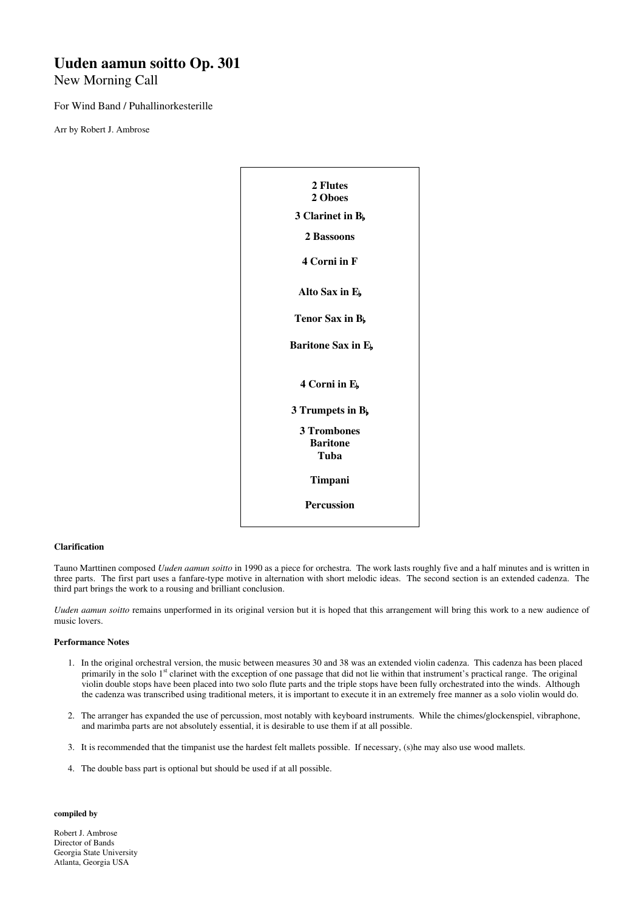# Uuden aamun soitto Op. 301

New Morning Call

For Wind Band / Puhallinorkesterille

Arr by Robert J. Ambrose

**2 Flutes**
**2 Oboes**

**3 Clarinet in B♭**

**2 Bassoons**

**4 Corni in F**

**Alto Sax in E♭**

**Tenor Sax in B♭**

**Baritone Sax in E♭**

**4 Corni in E♭**

**3 Trumpets in B♭**

**3 Trombones**
**Baritone**
**Tuba**

**Timpani**

**Percussion**

#### Clarification

Tauno Marttinen composed *Uuden aamun soitto* in 1990 as a piece for orchestra. The work lasts roughly five and a half minutes and is written in three parts. The first part uses a fanfare-type motive in alternation with short melodic ideas. The second section is an extended cadenza. The third part brings the work to a rousing and brilliant conclusion.

*Uuden aamun soitto* remains unperformed in its original version but it is hoped that this arrangement will bring this work to a new audience of music lovers.

#### Performance Notes

1. In the original orchestral version, the music between measures 30 and 38 was an extended violin cadenza. This cadenza has been placed primarily in the solo 1st clarinet with the exception of one passage that did not lie within that instrument's practical range. The original violin double stops have been placed into two solo flute parts and the triple stops have been fully orchestrated into the winds. Although the cadenza was transcribed using traditional meters, it is important to execute it in an extremely free manner as a solo violin would do.

2. The arranger has expanded the use of percussion, most notably with keyboard instruments. While the chimes/glockenspiel, vibraphone, and marimba parts are not absolutely essential, it is desirable to use them if at all possible.

3. It is recommended that the timpanist use the hardest felt mallets possible. If necessary, (s)he may also use wood mallets.

4. The double bass part is optional but should be used if at all possible.

**compiled by**

Robert J. Ambrose
Director of Bands
Georgia State University
Atlanta, Georgia USA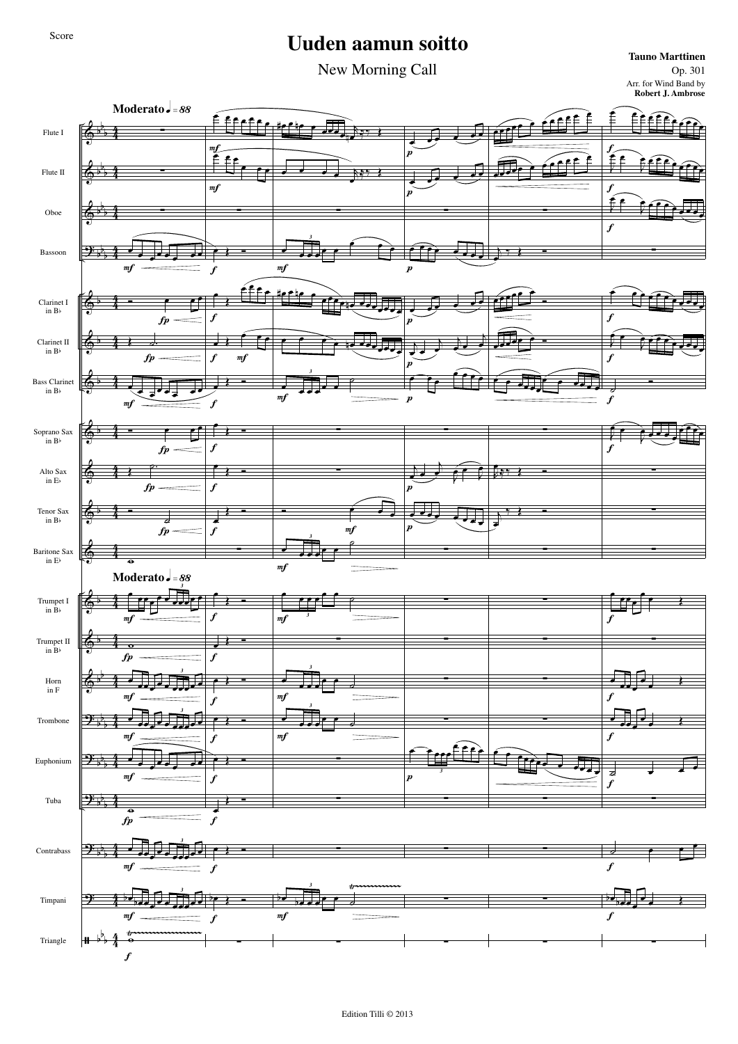Score

# Uuden aamun soitto

New Morning Call

**Tauno Marttinen**
Op. 301
Arr. for Wind Band by
**Robert J. Ambrose**

**Moderato** ♩ = 88

Flute I
Flute II
Oboe
Bassoon
Clarinet I in B♭
Clarinet II in B♭
Bass Clarinet in B♭
Soprano Sax in B♭
Alto Sax in E♭
Tenor Sax in B♭
Baritone Sax in E♭
Trumpet I in B♭
Trumpet II in B♭
Horn in F
Trombone
Euphonium
Tuba
Contrabass
Timpani
Triangle

Edition Tilli © 2013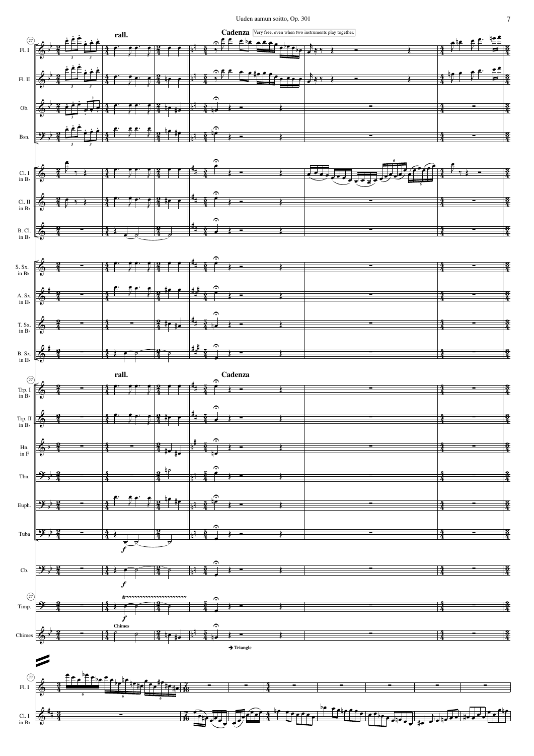rall.

**Cadenza** Very free, even when two instruments play together.

Fl. I

Fl. II

Ob.

Bsn.

Cl. I in B♭

Cl. II in B♭

B. Cl. in B♭

S. Sx. in B♭

A. Sx. in E♭

T. Sx. in B♭

B. Sx. in E♭

rall.

**Cadenza**

Trp. I in B♭

Trp. II in B♭

Hn. in F

Tbn.

Euph.

Tuba

Cb.

Timp.

Chimes

Chimes

→ Triangle

Fl. I

Cl. I in B♭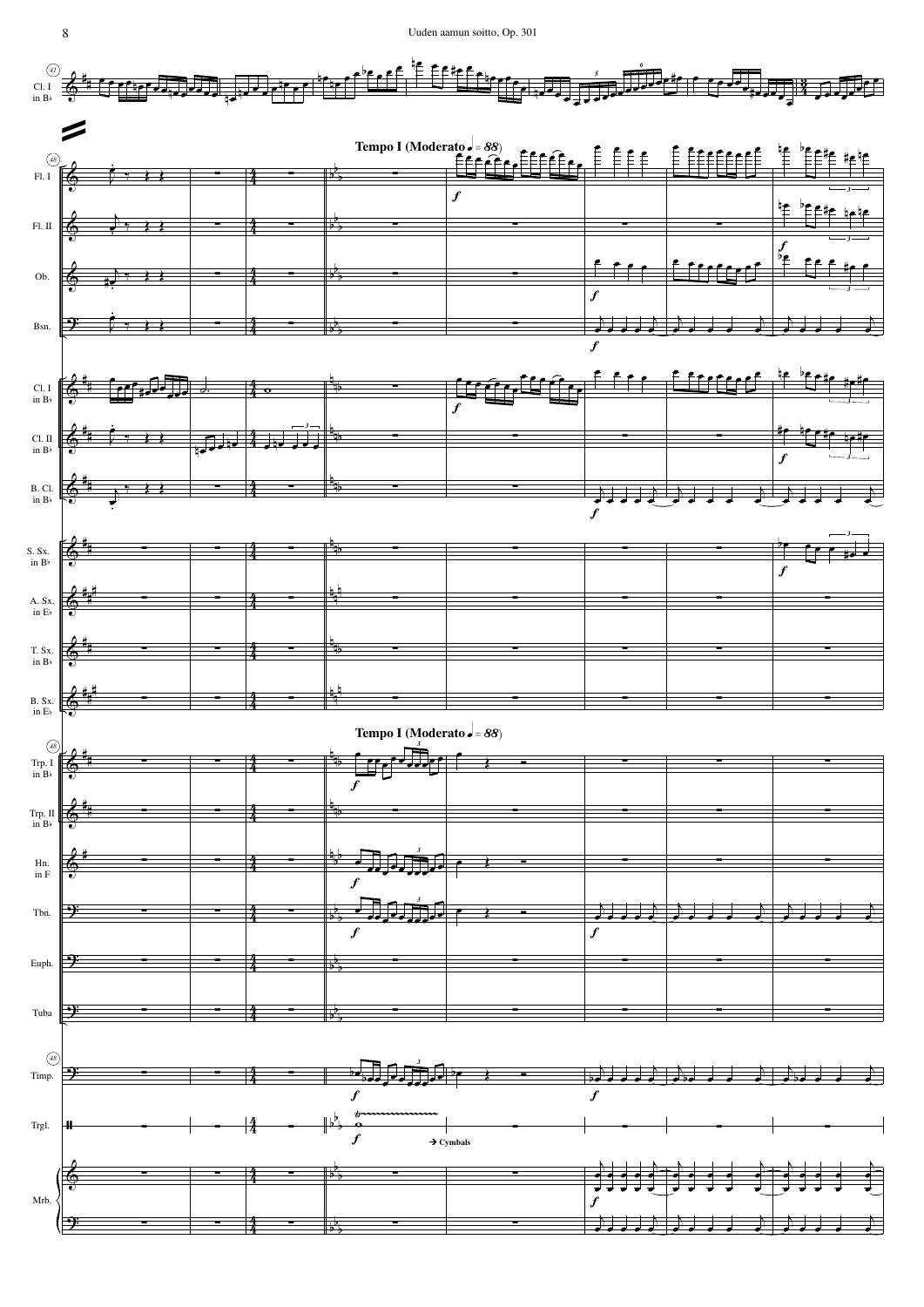Tempo I (Moderato ♩ = 88)

Tempo I (Moderato ♩ = 88)

→ Cymbals